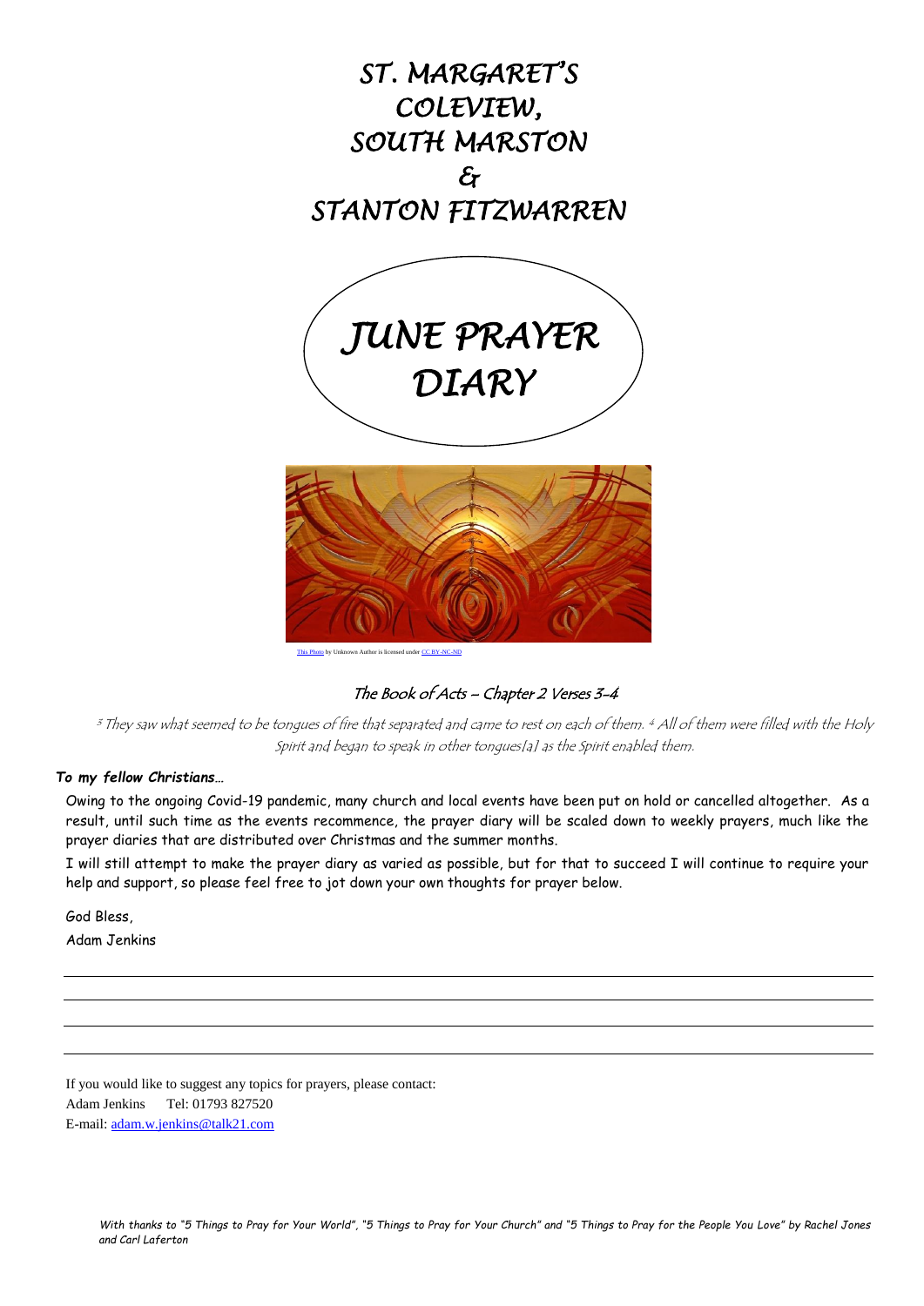# ST. MARGARET'S COLEVIEW, SOUTH MARSTON & STANTON FITZWARREN

## JUNE PRAYER DIARY

This Photo by Unknown Author is licensed under CC BY-NC-ND

### *The Book of Acts – Chapter 2 Verses 3-4*

*[3] They saw what seemed to be tongues of fire that separated and came to rest on each of them. [4] All of them were filled with the Holy Spirit and began to speak in other tongues[a] as the Spirit enabled them.*

***To my fellow Christians…***

Owing to the ongoing Covid-19 pandemic, many church and local events have been put on hold or cancelled altogether. As a result, until such time as the events recommence, the prayer diary will be scaled down to weekly prayers, much like the prayer diaries that are distributed over Christmas and the summer months.

I will still attempt to make the prayer diary as varied as possible, but for that to succeed I will continue to require your help and support, so please feel free to jot down your own thoughts for prayer below.

God Bless,

Adam Jenkins

If you would like to suggest any topics for prayers, please contact:
Adam Jenkins Tel: 01793 827520
E-mail: adam.w.jenkins@talk21.com

*With thanks to "5 Things to Pray for Your World", "5 Things to Pray for Your Church" and "5 Things to Pray for the People You Love" by Rachel Jones and Carl Laferton*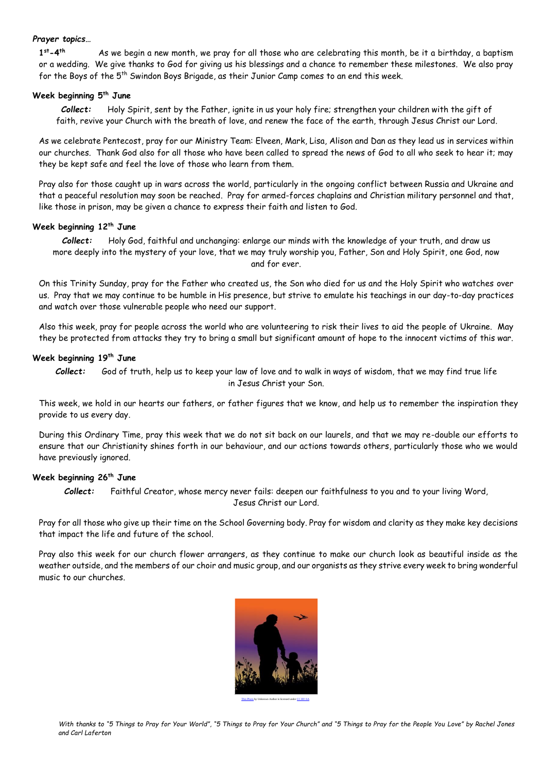***Prayer topics…***

**1st-4th** As we begin a new month, we pray for all those who are celebrating this month, be it a birthday, a baptism or a wedding. We give thanks to God for giving us his blessings and a chance to remember these milestones. We also pray for the Boys of the 5th Swindon Boys Brigade, as their Junior Camp comes to an end this week.

### Week beginning 5th June

***Collect:*** Holy Spirit, sent by the Father, ignite in us your holy fire; strengthen your children with the gift of faith, revive your Church with the breath of love, and renew the face of the earth, through Jesus Christ our Lord.

As we celebrate Pentecost, pray for our Ministry Team: Elveen, Mark, Lisa, Alison and Dan as they lead us in services within our churches. Thank God also for all those who have been called to spread the news of God to all who seek to hear it; may they be kept safe and feel the love of those who learn from them.

Pray also for those caught up in wars across the world, particularly in the ongoing conflict between Russia and Ukraine and that a peaceful resolution may soon be reached. Pray for armed-forces chaplains and Christian military personnel and that, like those in prison, may be given a chance to express their faith and listen to God.

### Week beginning 12th June

***Collect:*** Holy God, faithful and unchanging: enlarge our minds with the knowledge of your truth, and draw us more deeply into the mystery of your love, that we may truly worship you, Father, Son and Holy Spirit, one God, now and for ever.

On this Trinity Sunday, pray for the Father who created us, the Son who died for us and the Holy Spirit who watches over us. Pray that we may continue to be humble in His presence, but strive to emulate his teachings in our day-to-day practices and watch over those vulnerable people who need our support.

Also this week, pray for people across the world who are volunteering to risk their lives to aid the people of Ukraine. May they be protected from attacks they try to bring a small but significant amount of hope to the innocent victims of this war.

### Week beginning 19th June

***Collect:*** God of truth, help us to keep your law of love and to walk in ways of wisdom, that we may find true life in Jesus Christ your Son.

This week, we hold in our hearts our fathers, or father figures that we know, and help us to remember the inspiration they provide to us every day.

During this Ordinary Time, pray this week that we do not sit back on our laurels, and that we may re-double our efforts to ensure that our Christianity shines forth in our behaviour, and our actions towards others, particularly those who we would have previously ignored.

### Week beginning 26th June

***Collect:*** Faithful Creator, whose mercy never fails: deepen our faithfulness to you and to your living Word, Jesus Christ our Lord.

Pray for all those who give up their time on the School Governing body. Pray for wisdom and clarity as they make key decisions that impact the life and future of the school.

Pray also this week for our church flower arrangers, as they continue to make our church look as beautiful inside as the weather outside, and the members of our choir and music group, and our organists as they strive every week to bring wonderful music to our churches.

This Photo by Unknown Author is licensed under CC BY-SA

*With thanks to "5 Things to Pray for Your World", "5 Things to Pray for Your Church" and "5 Things to Pray for the People You Love" by Rachel Jones and Carl Laferton*